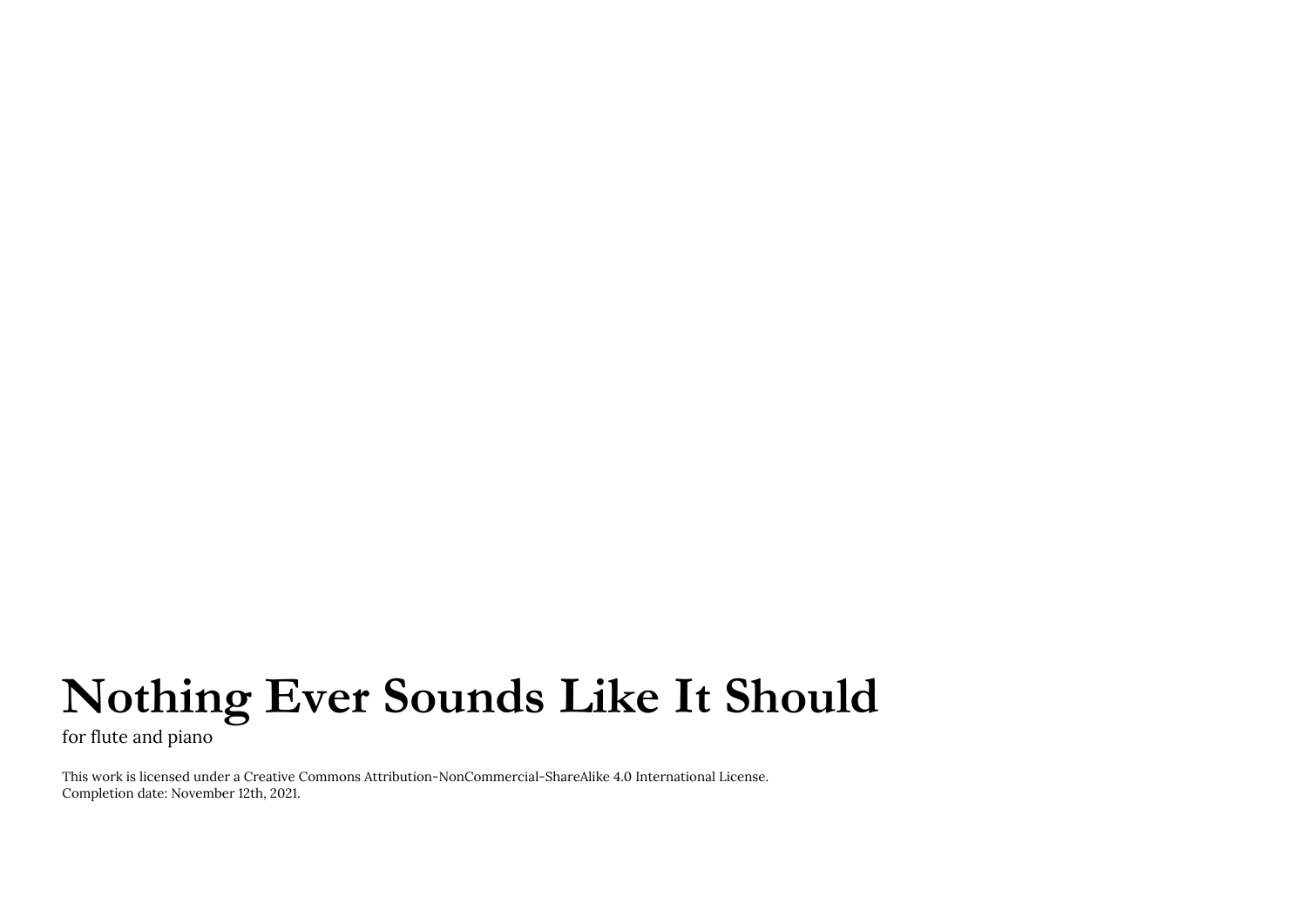# Nothing Ever Sounds Like It Should

for flute and piano

This work is licensed under a Creative Commons Attribution-NonCommercial-ShareAlike 4.0 International License.
Completion date: November 12th, 2021.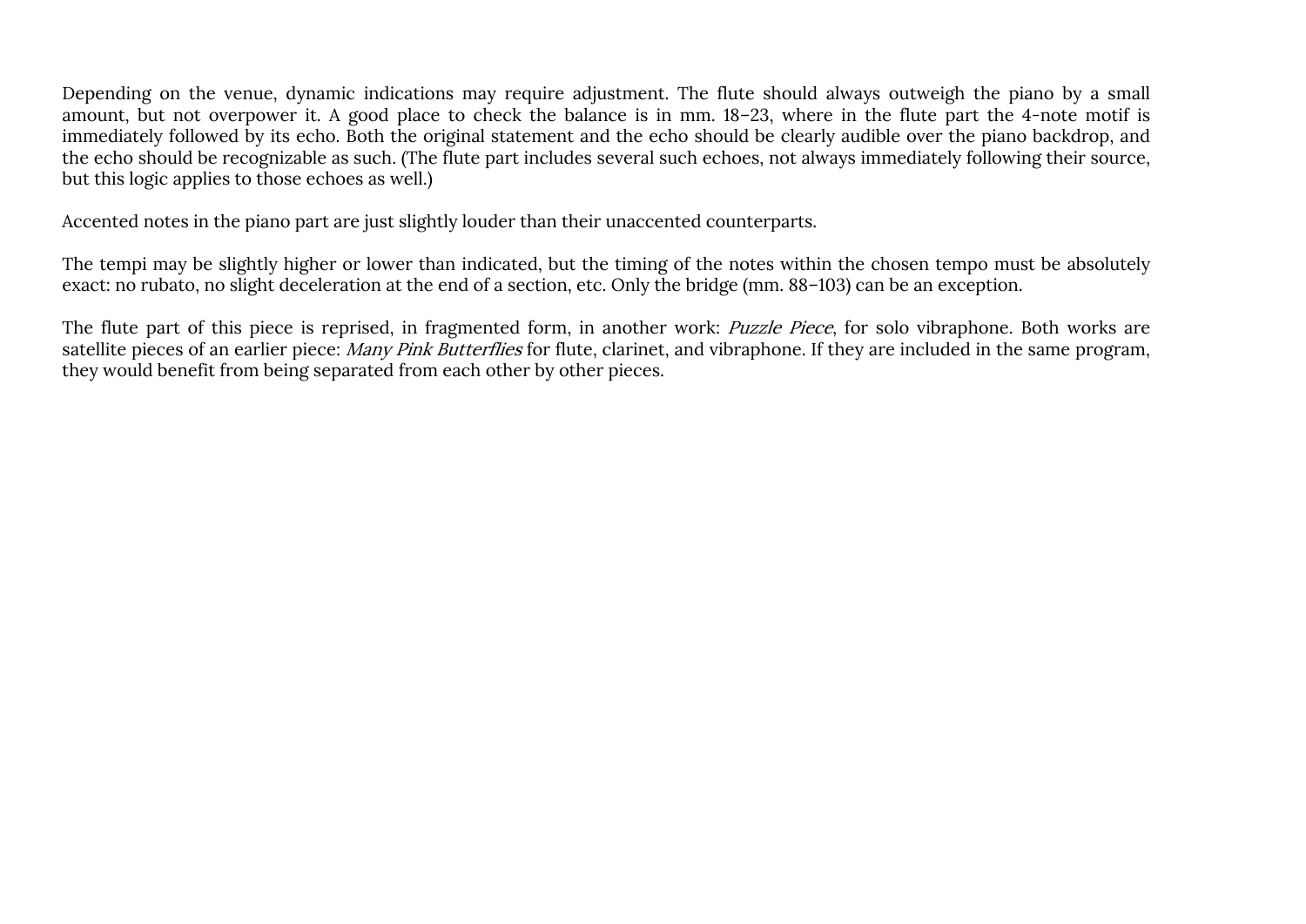Depending on the venue, dynamic indications may require adjustment. The flute should always outweigh the piano by a small amount, but not overpower it. A good place to check the balance is in mm. 18–23, where in the flute part the 4-note motif is immediately followed by its echo. Both the original statement and the echo should be clearly audible over the piano backdrop, and the echo should be recognizable as such. (The flute part includes several such echoes, not always immediately following their source, but this logic applies to those echoes as well.)

Accented notes in the piano part are just slightly louder than their unaccented counterparts.

The tempi may be slightly higher or lower than indicated, but the timing of the notes within the chosen tempo must be absolutely exact: no rubato, no slight deceleration at the end of a section, etc. Only the bridge (mm. 88–103) can be an exception.

The flute part of this piece is reprised, in fragmented form, in another work: *Puzzle Piece*, for solo vibraphone. Both works are satellite pieces of an earlier piece: *Many Pink Butterflies* for flute, clarinet, and vibraphone. If they are included in the same program, they would benefit from being separated from each other by other pieces.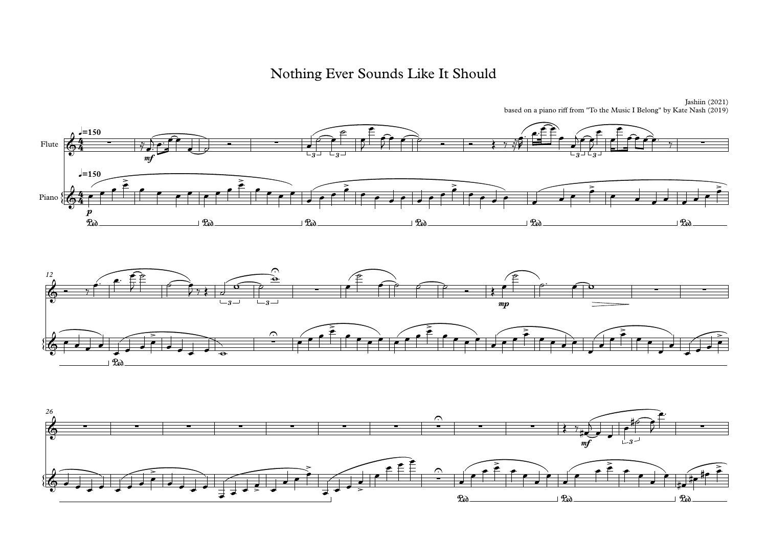# Nothing Ever Sounds Like It Should

Jashiin (2021)
based on a piano riff from "To the Music I Belong" by Kate Nash (2019)

Flute

Piano

♩=150